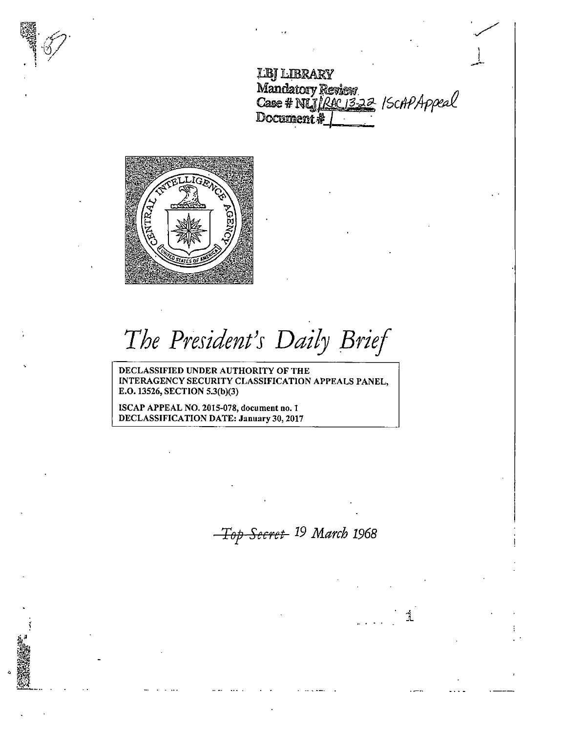LBJ LIBRARY
Mandatory Review
Case # NLJ/RAC 13-22 ISCAP Appeal
Document # 1

# *The President's Daily Brief*

**DECLASSIFIED UNDER AUTHORITY OF THE INTERAGENCY SECURITY CLASSIFICATION APPEALS PANEL, E.O. 13526, SECTION 5.3(b)(3)**

**ISCAP APPEAL NO. 2015-078, document no. 1**
**DECLASSIFICATION DATE: January 30, 2017**

*~~Top Secret~~ 19 March 1968*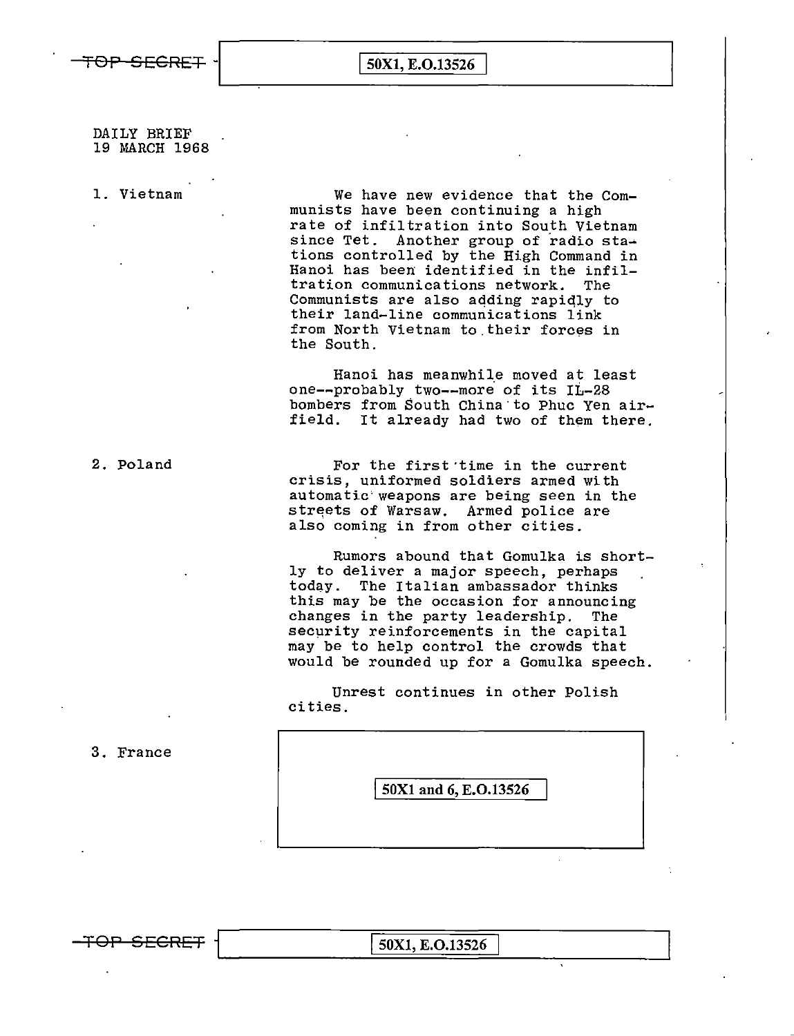DAILY BRIEF
19 MARCH 1968

1. Vietnam

We have new evidence that the Communists have been continuing a high rate of infiltration into South Vietnam since Tet. Another group of radio stations controlled by the High Command in Hanoi has been identified in the infiltration communications network. The Communists are also adding rapidly to their land-line communications link from North Vietnam to their forces in the South.

Hanoi has meanwhile moved at least one--probably two--more of its IL-28 bombers from South China to Phuc Yen airfield. It already had two of them there.

2. Poland

For the first time in the current crisis, uniformed soldiers armed with automatic weapons are being seen in the streets of Warsaw. Armed police are also coming in from other cities.

Rumors abound that Gomulka is shortly to deliver a major speech, perhaps today. The Italian ambassador thinks this may be the occasion for announcing changes in the party leadership. The security reinforcements in the capital may be to help control the crowds that would be rounded up for a Gomulka speech.

Unrest continues in other Polish cities.

3. France

50X1 and 6, E.O.13526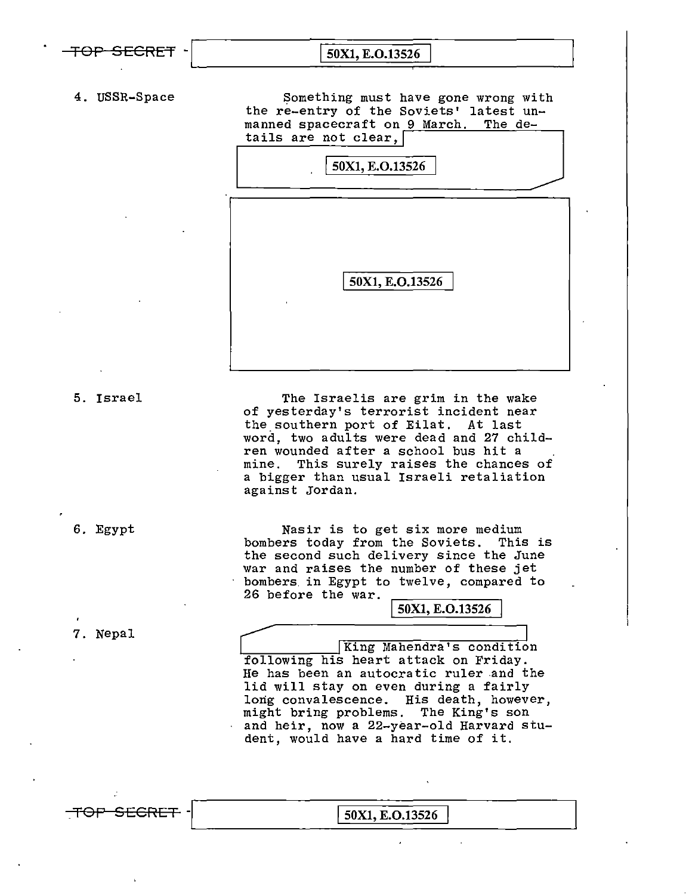4. USSR-Space

Something must have gone wrong with the re-entry of the Soviets' latest unmanned spacecraft on 9 March. The details are not clear,

50X1, E.O.13526

50X1, E.O.13526

5. Israel

The Israelis are grim in the wake of yesterday's terrorist incident near the southern port of Eilat. At last word, two adults were dead and 27 children wounded after a school bus hit a mine. This surely raises the chances of a bigger than usual Israeli retaliation against Jordan.

6. Egypt

Nasir is to get six more medium bombers today from the Soviets. This is the second such delivery since the June war and raises the number of these jet bombers in Egypt to twelve, compared to 26 before the war.

50X1, E.O.13526

7. Nepal

King Mahendra's condition following his heart attack on Friday. He has been an autocratic ruler and the lid will stay on even during a fairly long convalescence. His death, however, might bring problems. The King's son and heir, now a 22-year-old Harvard student, would have a hard time of it.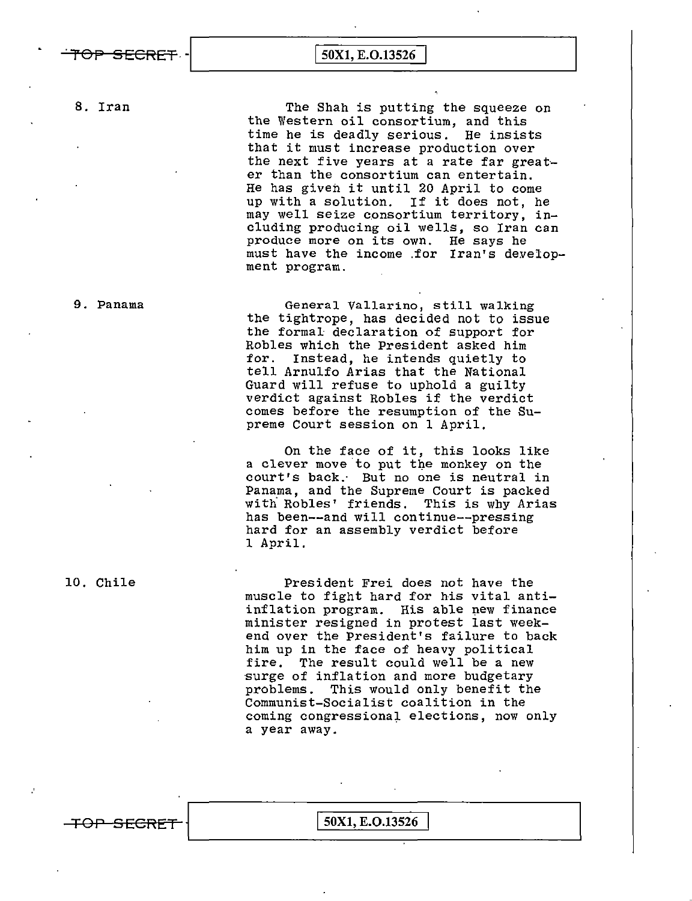8. Iran

The Shah is putting the squeeze on the Western oil consortium, and this time he is deadly serious. He insists that it must increase production over the next five years at a rate far greater than the consortium can entertain. He has given it until 20 April to come up with a solution. If it does not, he may well seize consortium territory, including producing oil wells, so Iran can produce more on its own. He says he must have the income for Iran's development program.

9. Panama

General Vallarino, still walking the tightrope, has decided not to issue the formal declaration of support for Robles which the President asked him for. Instead, he intends quietly to tell Arnulfo Arias that the National Guard will refuse to uphold a guilty verdict against Robles if the verdict comes before the resumption of the Supreme Court session on 1 April.

On the face of it, this looks like a clever move to put the monkey on the court's back. But no one is neutral in Panama, and the Supreme Court is packed with Robles' friends. This is why Arias has been--and will continue--pressing hard for an assembly verdict before 1 April.

10. Chile

President Frei does not have the muscle to fight hard for his vital anti-inflation program. His able new finance minister resigned in protest last weekend over the President's failure to back him up in the face of heavy political fire. The result could well be a new surge of inflation and more budgetary problems. This would only benefit the Communist-Socialist coalition in the coming congressional elections, now only a year away.